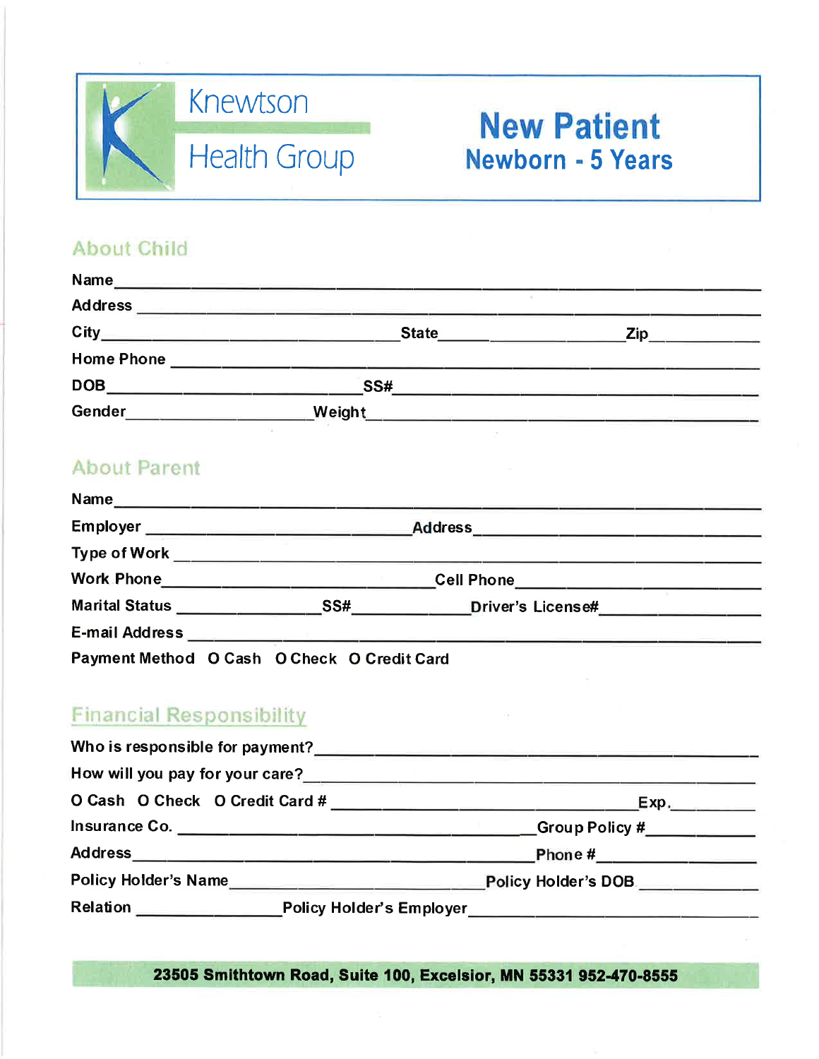# Knewtson Health Group

## New Patient
### Newborn - 5 Years

## About Child

Name ______________________________________________

Address ______________________________________________

City ____________________ State ____________ Zip ____________

Home Phone ______________________________________________

DOB ____________________ SS# ____________________

Gender ____________________ Weight ____________________

## About Parent

Name ______________________________________________

Employer ____________________ Address ____________________

Type of Work ______________________________________________

Work Phone ____________________ Cell Phone ____________________

Marital Status ____________ SS# ____________ Driver's License# ____________

E-mail Address ______________________________________________

Payment Method O Cash O Check O Credit Card

## Financial Responsibility

Who is responsible for payment? ______________________________________________

How will you pay for your care? ______________________________________________

O Cash O Check O Credit Card # ____________________ Exp. ____________

Insurance Co. ____________________ Group Policy # ____________

Address ____________________ Phone # ____________

Policy Holder's Name ____________________ Policy Holder's DOB ____________

Relation ____________ Policy Holder's Employer ____________________

**23505 Smithtown Road, Suite 100, Excelsior, MN 55331 952-470-8555**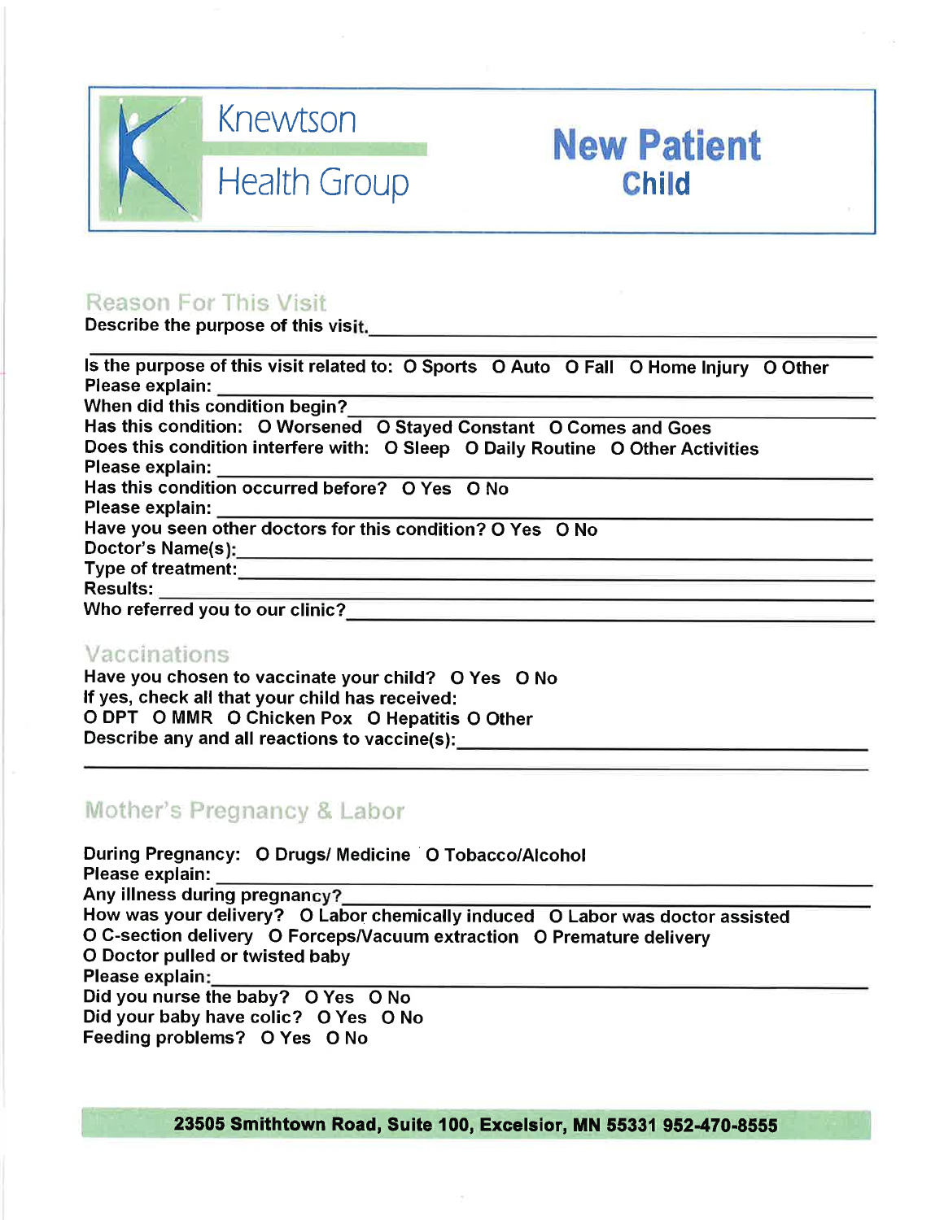# Knewtson Health Group

## New Patient
### Child

## Reason For This Visit

Describe the purpose of this visit.\_\_\_\_\_\_\_\_\_\_\_\_\_\_\_\_\_\_\_\_\_\_\_\_\_\_\_\_\_\_\_\_\_\_\_\_\_\_\_\_\_\_\_\_

\_\_\_\_\_\_\_\_\_\_\_\_\_\_\_\_\_\_\_\_\_\_\_\_\_\_\_\_\_\_\_\_\_\_\_\_\_\_\_\_\_\_\_\_\_\_\_\_\_\_\_\_\_\_\_\_\_\_\_\_\_\_\_\_\_\_

Is the purpose of this visit related to: O Sports O Auto O Fall O Home Injury O Other

Please explain: \_\_\_\_\_\_\_\_\_\_\_\_\_\_\_\_\_\_\_\_\_\_\_\_\_\_\_\_\_\_\_\_\_\_\_\_\_\_\_\_\_\_\_\_\_\_\_\_\_\_

When did this condition begin?\_\_\_\_\_\_\_\_\_\_\_\_\_\_\_\_\_\_\_\_\_\_\_\_\_\_\_\_\_\_\_\_\_\_\_\_\_\_\_\_

Has this condition: O Worsened O Stayed Constant O Comes and Goes

Does this condition interfere with: O Sleep O Daily Routine O Other Activities

Please explain: \_\_\_\_\_\_\_\_\_\_\_\_\_\_\_\_\_\_\_\_\_\_\_\_\_\_\_\_\_\_\_\_\_\_\_\_\_\_\_\_\_\_\_\_\_\_\_\_\_\_

Has this condition occurred before? O Yes O No

Please explain: \_\_\_\_\_\_\_\_\_\_\_\_\_\_\_\_\_\_\_\_\_\_\_\_\_\_\_\_\_\_\_\_\_\_\_\_\_\_\_\_\_\_\_\_\_\_\_\_\_\_

Have you seen other doctors for this condition? O Yes O No

Doctor's Name(s):\_\_\_\_\_\_\_\_\_\_\_\_\_\_\_\_\_\_\_\_\_\_\_\_\_\_\_\_\_\_\_\_\_\_\_\_\_\_\_\_\_\_\_\_\_\_\_\_\_

Type of treatment:\_\_\_\_\_\_\_\_\_\_\_\_\_\_\_\_\_\_\_\_\_\_\_\_\_\_\_\_\_\_\_\_\_\_\_\_\_\_\_\_\_\_\_\_\_\_\_\_

Results: \_\_\_\_\_\_\_\_\_\_\_\_\_\_\_\_\_\_\_\_\_\_\_\_\_\_\_\_\_\_\_\_\_\_\_\_\_\_\_\_\_\_\_\_\_\_\_\_\_\_\_\_\_\_\_\_

Who referred you to our clinic?\_\_\_\_\_\_\_\_\_\_\_\_\_\_\_\_\_\_\_\_\_\_\_\_\_\_\_\_\_\_\_\_\_\_\_\_\_\_\_\_

## Vaccinations

Have you chosen to vaccinate your child? O Yes O No

If yes, check all that your child has received:

O DPT O MMR O Chicken Pox O Hepatitis O Other

Describe any and all reactions to vaccine(s):\_\_\_\_\_\_\_\_\_\_\_\_\_\_\_\_\_\_\_\_\_\_\_\_\_\_\_\_\_\_\_\_

\_\_\_\_\_\_\_\_\_\_\_\_\_\_\_\_\_\_\_\_\_\_\_\_\_\_\_\_\_\_\_\_\_\_\_\_\_\_\_\_\_\_\_\_\_\_\_\_\_\_\_\_\_\_\_\_\_\_\_\_\_\_\_\_\_\_

## Mother's Pregnancy & Labor

During Pregnancy: O Drugs/ Medicine O Tobacco/Alcohol

Please explain: \_\_\_\_\_\_\_\_\_\_\_\_\_\_\_\_\_\_\_\_\_\_\_\_\_\_\_\_\_\_\_\_\_\_\_\_\_\_\_\_\_\_\_\_\_\_\_\_\_\_

Any illness during pregnancy?\_\_\_\_\_\_\_\_\_\_\_\_\_\_\_\_\_\_\_\_\_\_\_\_\_\_\_\_\_\_\_\_\_\_\_\_\_\_\_\_\_

How was your delivery? O Labor chemically induced O Labor was doctor assisted

O C-section delivery O Forceps/Vacuum extraction O Premature delivery

O Doctor pulled or twisted baby

Please explain:\_\_\_\_\_\_\_\_\_\_\_\_\_\_\_\_\_\_\_\_\_\_\_\_\_\_\_\_\_\_\_\_\_\_\_\_\_\_\_\_\_\_\_\_\_\_\_\_\_\_\_

Did you nurse the baby? O Yes O No

Did your baby have colic? O Yes O No

Feeding problems? O Yes O No

23505 Smithtown Road, Suite 100, Excelsior, MN 55331 952-470-8555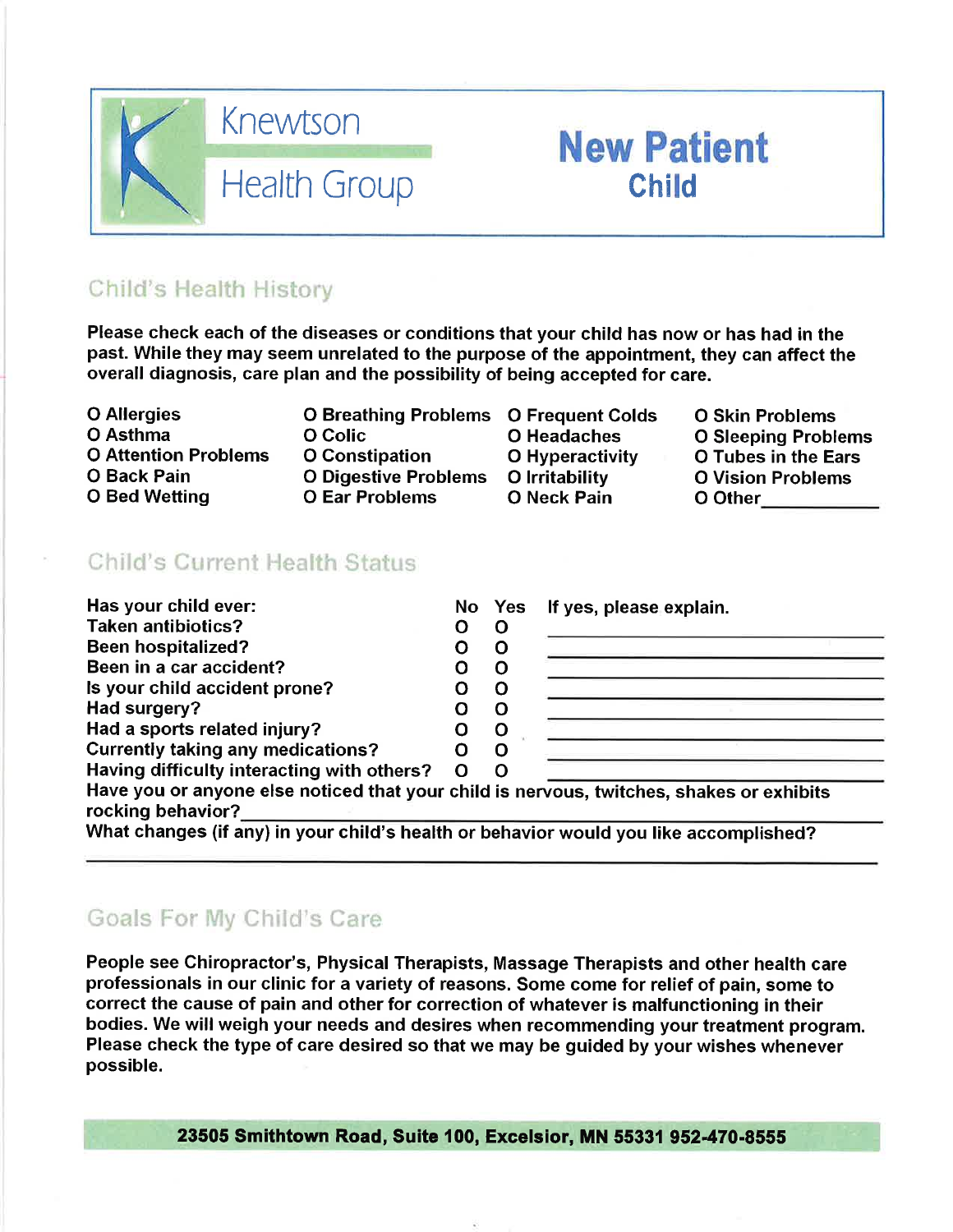# Knewtson Health Group

# New Patient Child

## Child's Health History

**Please check each of the diseases or conditions that your child has now or has had in the past. While they may seem unrelated to the purpose of the appointment, they can affect the overall diagnosis, care plan and the possibility of being accepted for care.**

| | | | |
|---|---|---|---|
| O Allergies | O Breathing Problems | O Frequent Colds | O Skin Problems |
| O Asthma | O Colic | O Headaches | O Sleeping Problems |
| O Attention Problems | O Constipation | O Hyperactivity | O Tubes in the Ears |
| O Back Pain | O Digestive Problems | O Irritability | O Vision Problems |
| O Bed Wetting | O Ear Problems | O Neck Pain | O Other___________ |

## Child's Current Health Status

| Has your child ever: | No | Yes | If yes, please explain. |
|---|---|---|---|
| Taken antibiotics? | O | O | ___________________ |
| Been hospitalized? | O | O | ___________________ |
| Been in a car accident? | O | O | ___________________ |
| Is your child accident prone? | O | O | ___________________ |
| Had surgery? | O | O | ___________________ |
| Had a sports related injury? | O | O | ___________________ |
| Currently taking any medications? | O | O | ___________________ |
| Having difficulty interacting with others? | O | O | ___________________ |

**Have you or anyone else noticed that your child is nervous, twitches, shakes or exhibits rocking behavior?**___________________

**What changes (if any) in your child's health or behavior would you like accomplished?**

___________________________________________________________

## Goals For My Child's Care

**People see Chiropractor's, Physical Therapists, Massage Therapists and other health care professionals in our clinic for a variety of reasons. Some come for relief of pain, some to correct the cause of pain and other for correction of whatever is malfunctioning in their bodies. We will weigh your needs and desires when recommending your treatment program. Please check the type of care desired so that we may be guided by your wishes whenever possible.**

**23505 Smithtown Road, Suite 100, Excelsior, MN 55331 952-470-8555**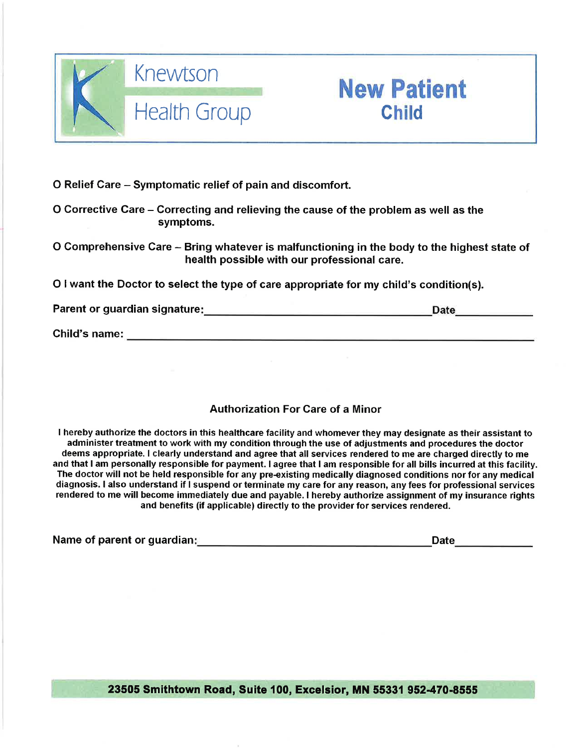# Knewtson Health Group

## New Patient
### Child

O **Relief Care** – Symptomatic relief of pain and discomfort.

O **Corrective Care** – Correcting and relieving the cause of the problem as well as the symptoms.

O **Comprehensive Care** – Bring whatever is malfunctioning in the body to the highest state of health possible with our professional care.

O I want the Doctor to select the type of care appropriate for my child's condition(s).

**Parent or guardian signature:**\_\_\_\_\_\_\_\_\_\_\_\_\_\_\_\_\_\_\_\_\_\_\_\_\_\_\_\_\_\_\_\_\_\_\_\_ **Date**\_\_\_\_\_\_\_\_\_\_\_\_

**Child's name:** \_\_\_\_\_\_\_\_\_\_\_\_\_\_\_\_\_\_\_\_\_\_\_\_\_\_\_\_\_\_\_\_\_\_\_\_\_\_\_\_\_\_\_\_\_\_\_\_\_\_\_\_\_\_\_\_\_\_\_\_

### Authorization For Care of a Minor

I hereby authorize the doctors in this healthcare facility and whomever they may designate as their assistant to administer treatment to work with my condition through the use of adjustments and procedures the doctor deems appropriate. I clearly understand and agree that all services rendered to me are charged directly to me and that I am personally responsible for payment. I agree that I am responsible for all bills incurred at this facility. The doctor will not be held responsible for any pre-existing medically diagnosed conditions nor for any medical diagnosis. I also understand if I suspend or terminate my care for any reason, any fees for professional services rendered to me will become immediately due and payable. I hereby authorize assignment of my insurance rights and benefits (if applicable) directly to the provider for services rendered.

**Name of parent or guardian:**\_\_\_\_\_\_\_\_\_\_\_\_\_\_\_\_\_\_\_\_\_\_\_\_\_\_\_\_\_\_\_\_\_\_\_\_ **Date**\_\_\_\_\_\_\_\_\_\_\_\_

**23505 Smithtown Road, Suite 100, Excelsior, MN 55331 952-470-8555**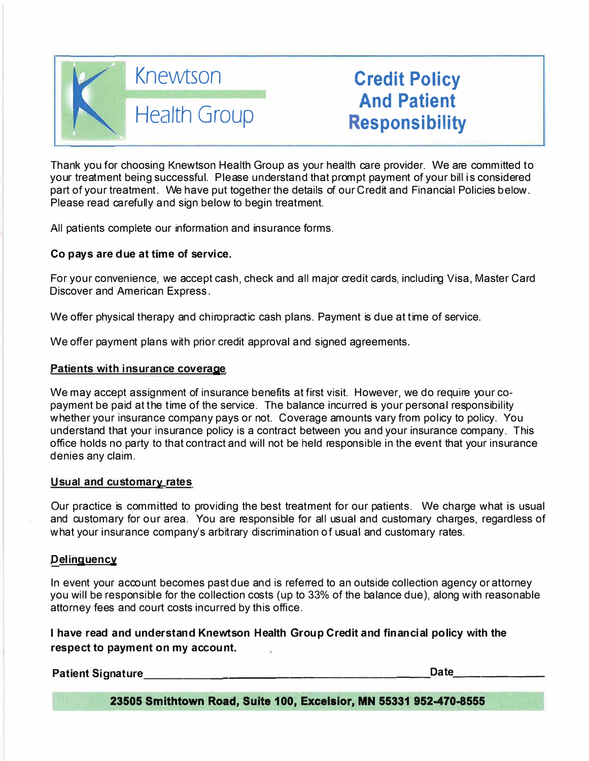# Knewtson Health Group

## Credit Policy And Patient Responsibility

Thank you for choosing Knewtson Health Group as your health care provider. We are committed to your treatment being successful. Please understand that prompt payment of your bill is considered part of your treatment. We have put together the details of our Credit and Financial Policies below. Please read carefully and sign below to begin treatment.

All patients complete our information and insurance forms.

**Co pays are due at time of service.**

For your convenience, we accept cash, check and all major credit cards, including Visa, Master Card Discover and American Express.

We offer physical therapy and chiropractic cash plans. Payment is due at time of service.

We offer payment plans with prior credit approval and signed agreements.

### Patients with insurance coverage

We may accept assignment of insurance benefits at first visit. However, we do require your co-payment be paid at the time of the service. The balance incurred is your personal responsibility whether your insurance company pays or not. Coverage amounts vary from policy to policy. You understand that your insurance policy is a contract between you and your insurance company. This office holds no party to that contract and will not be held responsible in the event that your insurance denies any claim.

### Usual and customary rates

Our practice is committed to providing the best treatment for our patients. We charge what is usual and customary for our area. You are responsible for all usual and customary charges, regardless of what your insurance company's arbitrary discrimination of usual and customary rates.

### Delinquency

In event your account becomes past due and is referred to an outside collection agency or attorney you will be responsible for the collection costs (up to 33% of the balance due), along with reasonable attorney fees and court costs incurred by this office.

**I have read and understand Knewtson Health Group Credit and financial policy with the respect to payment on my account.**

**Patient Signature**\_\_\_\_\_\_\_\_\_\_\_\_\_\_\_\_\_\_\_\_\_\_\_\_\_\_\_\_\_\_\_\_\_\_\_\_\_\_\_\_ **Date**\_\_\_\_\_\_\_\_\_\_\_\_\_\_

**23505 Smithtown Road, Suite 100, Excelsior, MN 55331 952-470-8555**